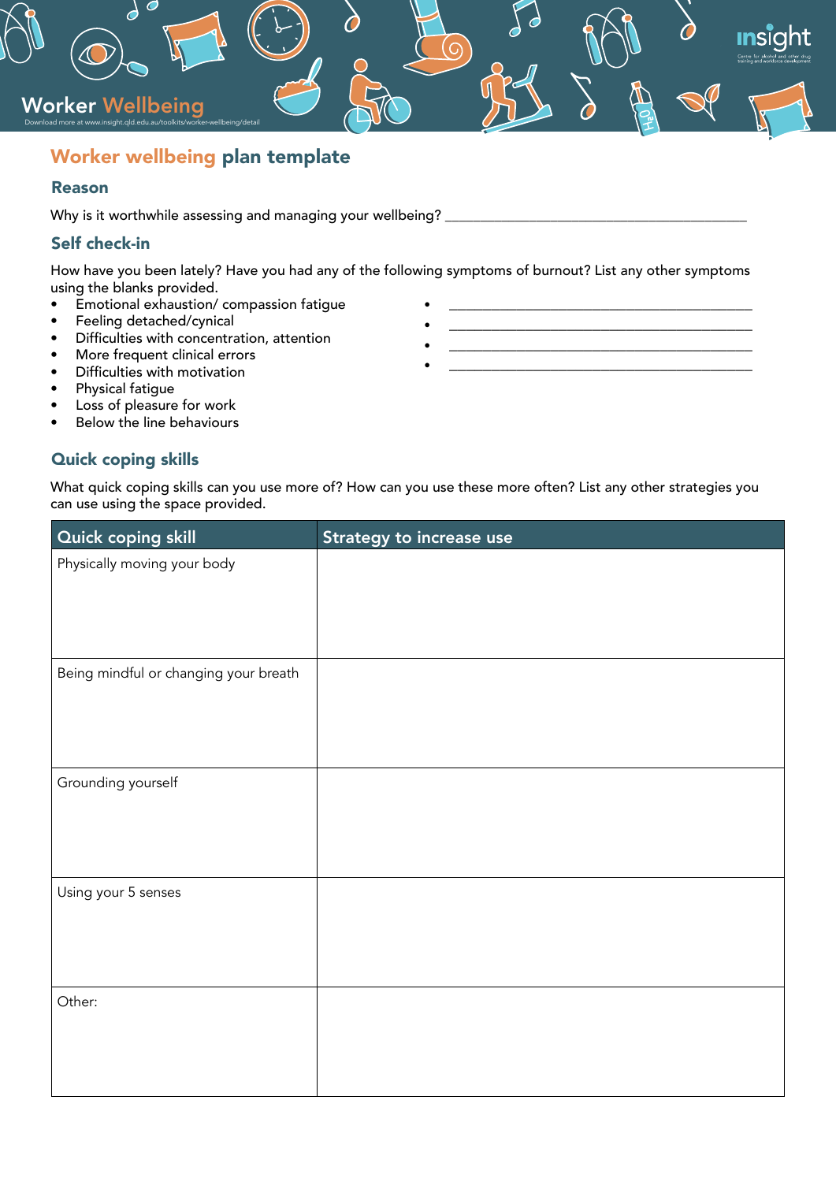Worker Wellbeing

Download more at www.insight.qld.edu.au/toolkits/worker-wellbeing/detail

insight

# Worker wellbeing plan template

## Reason

Why is it worthwhile assessing and managing your wellbeing? ___________________________________________

## Self check-in

How have you been lately? Have you had any of the following symptoms of burnout? List any other symptoms using the blanks provided.

- Emotional exhaustion/ compassion fatigue
- Feeling detached/cynical
- Difficulties with concentration, attention
- More frequent clinical errors
- Difficulties with motivation
- Physical fatigue
- Loss of pleasure for work
- Below the line behaviours
- ___________________________________________
- ___________________________________________
- ___________________________________________
- ___________________________________________

## Quick coping skills

What quick coping skills can you use more of? How can you use these more often? List any other strategies you can use using the space provided.

| Quick coping skill | Strategy to increase use |
|---|---|
| Physically moving your body | |
| Being mindful or changing your breath | |
| Grounding yourself | |
| Using your 5 senses | |
| Other: | |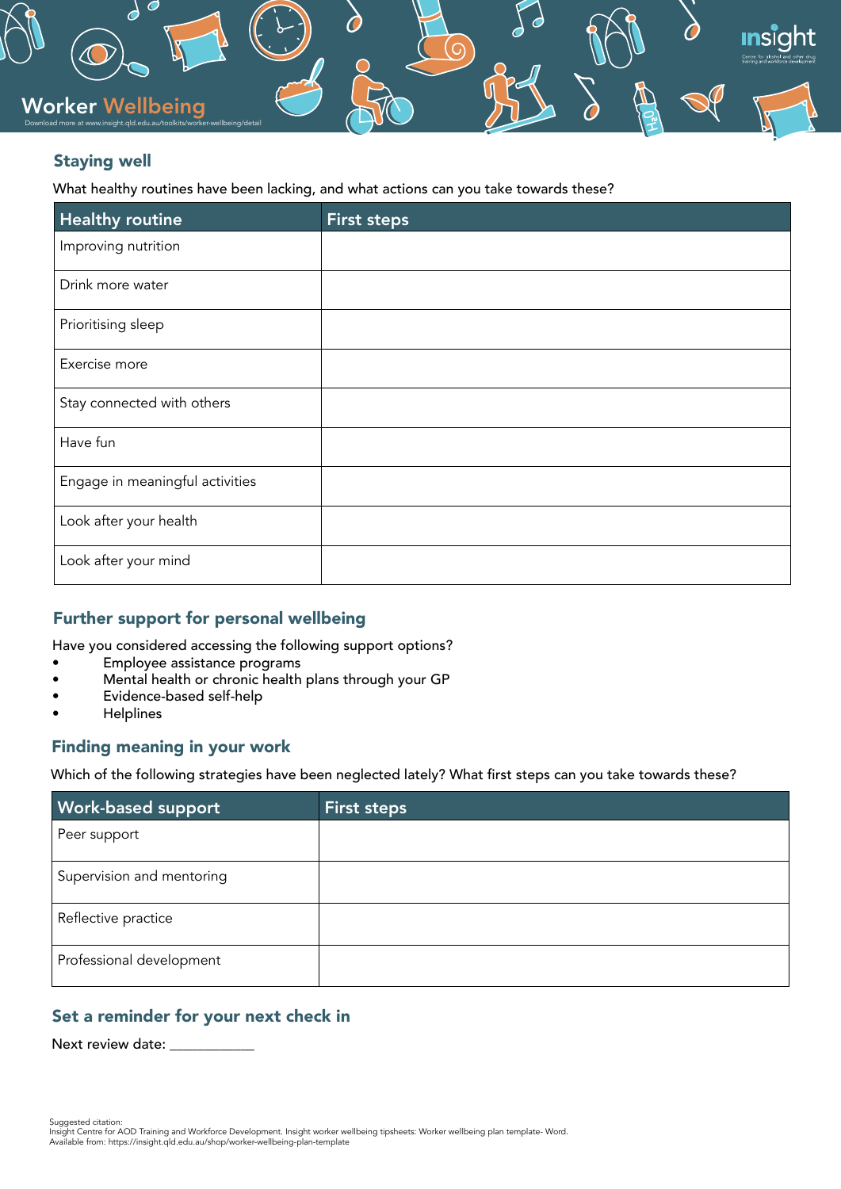Worker Wellbeing

Download more at www.insight.qld.edu.au/toolkits/worker-wellbeing/detail

## Staying well

What healthy routines have been lacking, and what actions can you take towards these?

| Healthy routine | First steps |
|---|---|
| Improving nutrition | |
| Drink more water | |
| Prioritising sleep | |
| Exercise more | |
| Stay connected with others | |
| Have fun | |
| Engage in meaningful activities | |
| Look after your health | |
| Look after your mind | |

## Further support for personal wellbeing

Have you considered accessing the following support options?

- Employee assistance programs
- Mental health or chronic health plans through your GP
- Evidence-based self-help
- Helplines

## Finding meaning in your work

Which of the following strategies have been neglected lately? What first steps can you take towards these?

| Work-based support | First steps |
|---|---|
| Peer support | |
| Supervision and mentoring | |
| Reflective practice | |
| Professional development | |

## Set a reminder for your next check in

Next review date: ___________

Suggested citation:
Insight Centre for AOD Training and Workforce Development. Insight worker wellbeing tipsheets: Worker wellbeing plan template- Word.
Available from: https://insight.qld.edu.au/shop/worker-wellbeing-plan-template